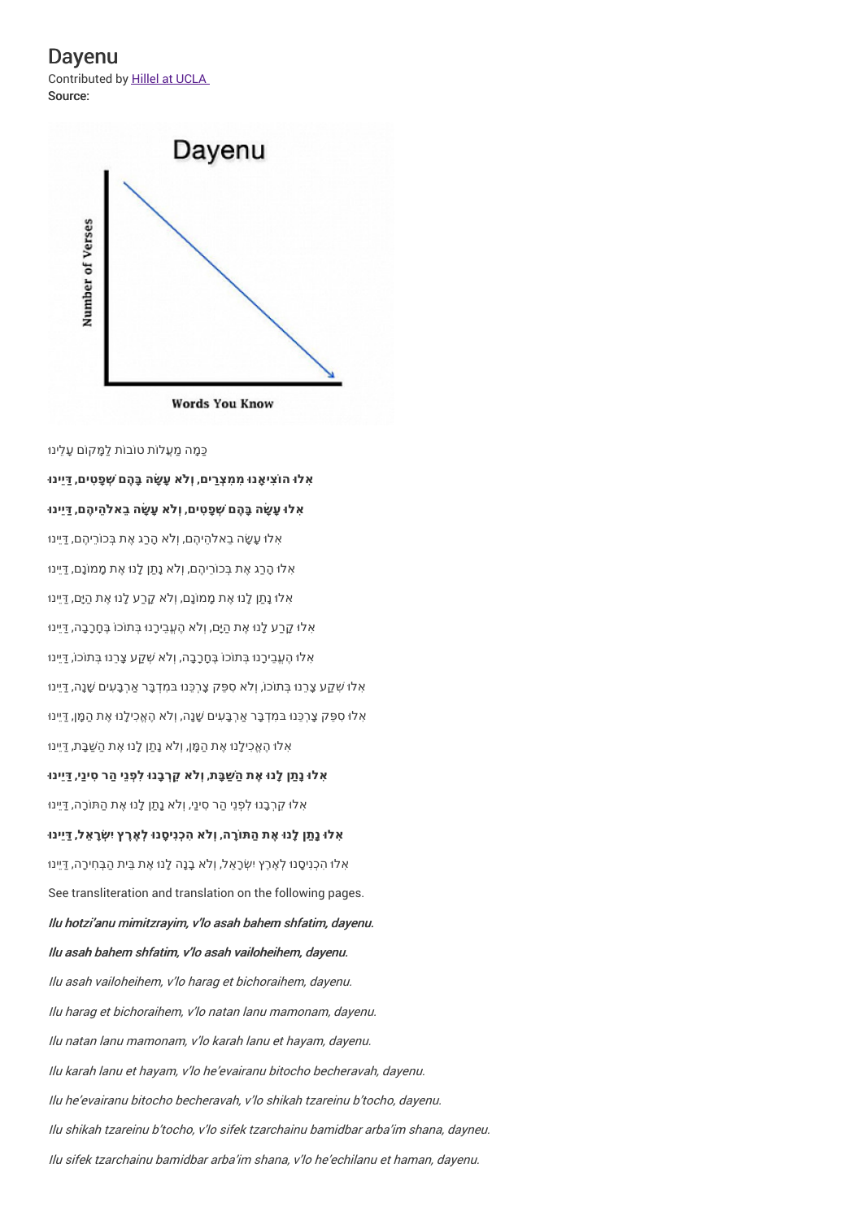# Dayenu

Contributed by Hillel at UCLA

Source:

Dayenu

Number of Verses

Words You Know

כַּמָּה מַעֲלוֹת טוֹבוֹת לַמָּקוֹם עָלֵינוּ

**אִלּוּ הוֹצִיאָנוּ מִמִּצְרַיִם, וְלֹא עָשָׂה בָּהֶם שְׁפָטִים, דַּיֵּנוּ**

**אִלּוּ עָשָׂה בָּהֶם שְׁפָטִים, וְלֹא עָשָׂה בֵּאלֹהֵיהֶם, דַּיֵּנוּ**

אִלּוּ עָשָׂה בֵּאלֹהֵיהֶם, וְלֹא הָרַג אֶת בְּכוֹרֵיהֶם, דַּיֵּנוּ

אִלּוּ הָרַג אֶת בְּכוֹרֵיהֶם, וְלֹא נָתַן לָנוּ אֶת מָמוֹנָם, דַּיֵּנוּ

אִלּוּ נָתַן לָנוּ אֶת מָמוֹנָם, וְלֹא קָרַע לָנוּ אֶת הַיָּם, דַּיֵּנוּ

אִלּוּ קָרַע לָנוּ אֶת הַיָּם, וְלֹא הֶעֱבִירָנוּ בְּתוֹכוֹ בֶּחָרָבָה, דַּיֵּנוּ

אִלּוּ הֶעֱבִירָנוּ בְּתוֹכוֹ בֶּחָרָבָה, וְלֹא שִׁקַּע צָרֵנוּ בְּתוֹכוֹ, דַּיֵּנוּ

אִלּוּ שִׁקַּע צָרֵנוּ בְּתוֹכוֹ, וְלֹא סִפֵּק צָרְכֵּנוּ בַּמִּדְבָּר אַרְבָּעִים שָׁנָה, דַּיֵּנוּ

אִלּוּ סִפֵּק צָרְכֵּנוּ בַּמִּדְבָּר אַרְבָּעִים שָׁנָה, וְלֹא הֶאֱכִילָנוּ אֶת הַמָּן, דַּיֵּנוּ

אִלּוּ הֶאֱכִילָנוּ אֶת הַמָּן, וְלֹא נָתַן לָנוּ אֶת הַשַּׁבָּת, דַּיֵּנוּ

**אִלּוּ נָתַן לָנוּ אֶת הַשַּׁבָּת, וְלֹא קֵרְבָנוּ לִפְנֵי הַר סִינַי, דַּיֵּנוּ**

אִלּוּ קֵרְבָנוּ לִפְנֵי הַר סִינַי, וְלֹא נָתַן לָנוּ אֶת הַתּוֹרָה, דַּיֵּנוּ

**אִלּוּ נָתַן לָנוּ אֶת הַתּוֹרָה, וְלֹא הִכְנִיסָנוּ לְאֶרֶץ יִשְׂרָאֵל, דַּיֵּנוּ**

אִלּוּ הִכְנִיסָנוּ לְאֶרֶץ יִשְׂרָאֵל, וְלֹא בָנָה לָנוּ אֶת בֵּית הַבְּחִירָה, דַּיֵּנוּ

See transliteration and translation on the following pages.

***Ilu hotzi'anu mimitzrayim, v'lo asah bahem shfatim, dayenu.***

***Ilu asah bahem shfatim, v'lo asah vailoheihem, dayenu.***

*Ilu asah vailoheihem, v'lo harag et bichoraihem, dayenu.*

*Ilu harag et bichoraihem, v'lo natan lanu mamonam, dayenu.*

*Ilu natan lanu mamonam, v'lo karah lanu et hayam, dayenu.*

*Ilu karah lanu et hayam, v'lo he'evairanu bitocho becheravah, dayenu.*

*Ilu he'evairanu bitocho becheravah, v'lo shikah tzareinu b'tocho, dayenu.*

*Ilu shikah tzareinu b'tocho, v'lo sifek tzarchainu bamidbar arba'im shana, dayneu.*

*Ilu sifek tzarchainu bamidbar arba'im shana, v'lo he'echilanu et haman, dayenu.*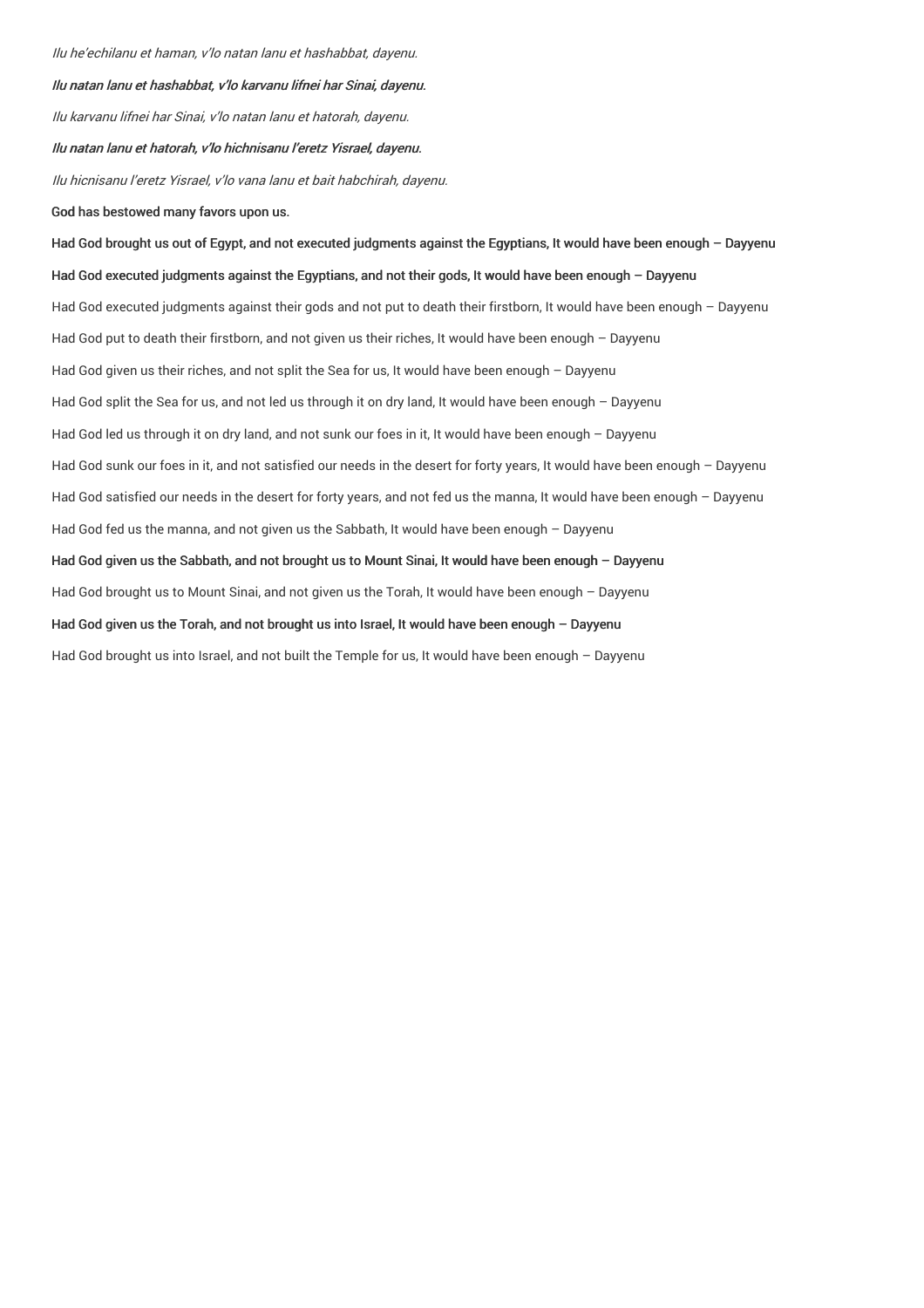*Ilu he'echilanu et haman, v'lo natan lanu et hashabbat, dayenu.*

***Ilu natan lanu et hashabbat, v'lo karvanu lifnei har Sinai, dayenu.***

*Ilu karvanu lifnei har Sinai, v'lo natan lanu et hatorah, dayenu.*

***Ilu natan lanu et hatorah, v'lo hichnisanu l'eretz Yisrael, dayenu.***

*Ilu hicnisanu l'eretz Yisrael, v'lo vana lanu et bait habchirah, dayenu.*

**God has bestowed many favors upon us.**

**Had God brought us out of Egypt, and not executed judgments against the Egyptians, It would have been enough – Dayyenu**

**Had God executed judgments against the Egyptians, and not their gods, It would have been enough – Dayyenu**

Had God executed judgments against their gods and not put to death their firstborn, It would have been enough – Dayyenu

Had God put to death their firstborn, and not given us their riches, It would have been enough – Dayyenu

Had God given us their riches, and not split the Sea for us, It would have been enough – Dayyenu

Had God split the Sea for us, and not led us through it on dry land, It would have been enough – Dayyenu

Had God led us through it on dry land, and not sunk our foes in it, It would have been enough – Dayyenu

Had God sunk our foes in it, and not satisfied our needs in the desert for forty years, It would have been enough – Dayyenu

Had God satisfied our needs in the desert for forty years, and not fed us the manna, It would have been enough – Dayyenu

Had God fed us the manna, and not given us the Sabbath, It would have been enough – Dayyenu

**Had God given us the Sabbath, and not brought us to Mount Sinai, It would have been enough – Dayyenu**

Had God brought us to Mount Sinai, and not given us the Torah, It would have been enough – Dayyenu

**Had God given us the Torah, and not brought us into Israel, It would have been enough – Dayyenu**

Had God brought us into Israel, and not built the Temple for us, It would have been enough – Dayyenu